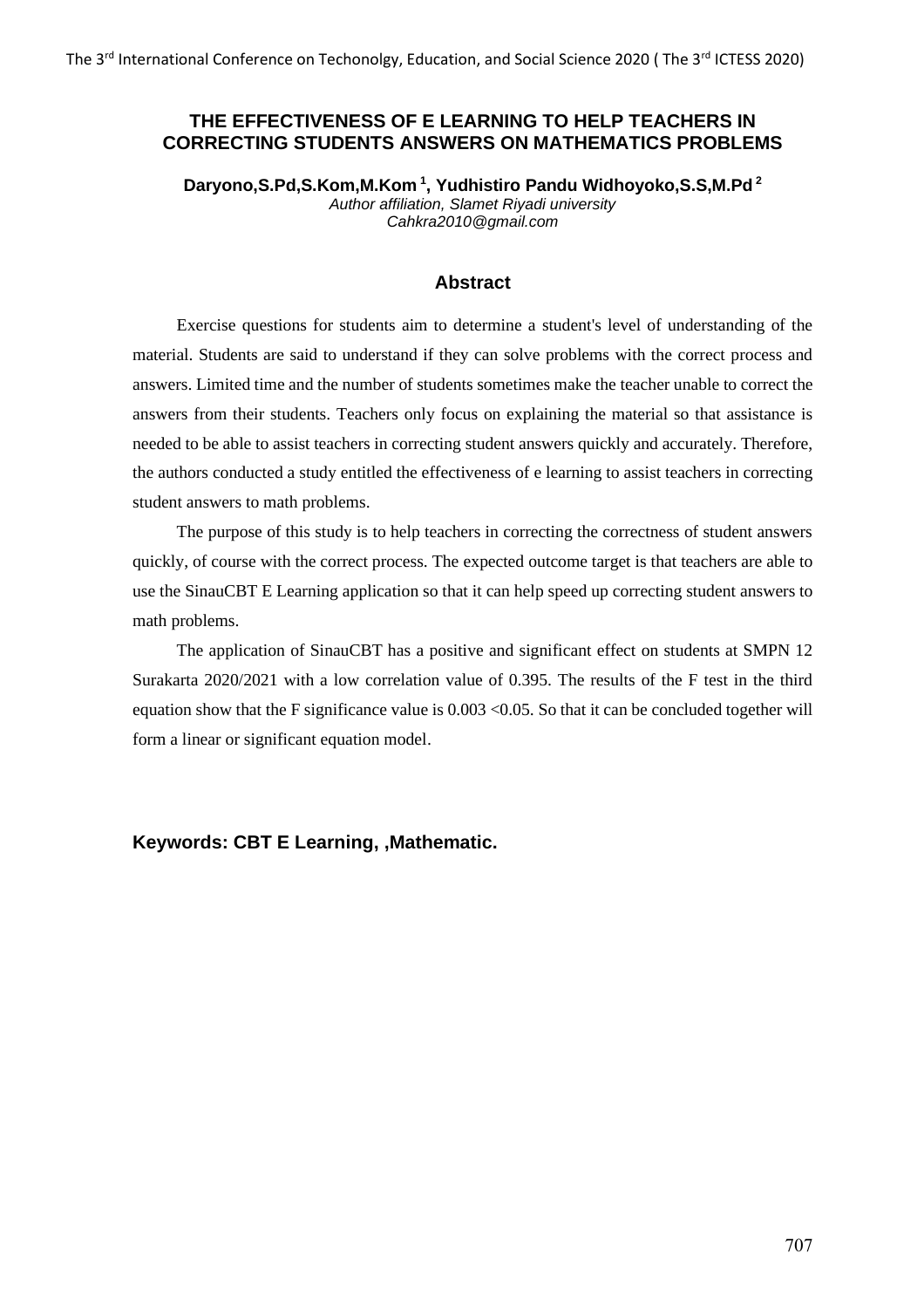# THE EFFECTIVENESS OF E LEARNING TO HELP TEACHERS IN CORRECTING STUDENTS ANSWERS ON MATHEMATICS PROBLEMS

**Daryono,S.Pd,S.Kom,M.Kom [1], Yudhistiro Pandu Widhoyoko,S.S,M.Pd [2]**

*Author affiliation, Slamet Riyadi university*

*Cahkra2010@gmail.com*

## Abstract

Exercise questions for students aim to determine a student's level of understanding of the material. Students are said to understand if they can solve problems with the correct process and answers. Limited time and the number of students sometimes make the teacher unable to correct the answers from their students. Teachers only focus on explaining the material so that assistance is needed to be able to assist teachers in correcting student answers quickly and accurately. Therefore, the authors conducted a study entitled the effectiveness of e learning to assist teachers in correcting student answers to math problems.

The purpose of this study is to help teachers in correcting the correctness of student answers quickly, of course with the correct process. The expected outcome target is that teachers are able to use the SinauCBT E Learning application so that it can help speed up correcting student answers to math problems.

The application of SinauCBT has a positive and significant effect on students at SMPN 12 Surakarta 2020/2021 with a low correlation value of 0.395. The results of the F test in the third equation show that the F significance value is $0.003 < 0.05$. So that it can be concluded together will form a linear or significant equation model.

**Keywords: CBT E Learning, ,Mathematic.**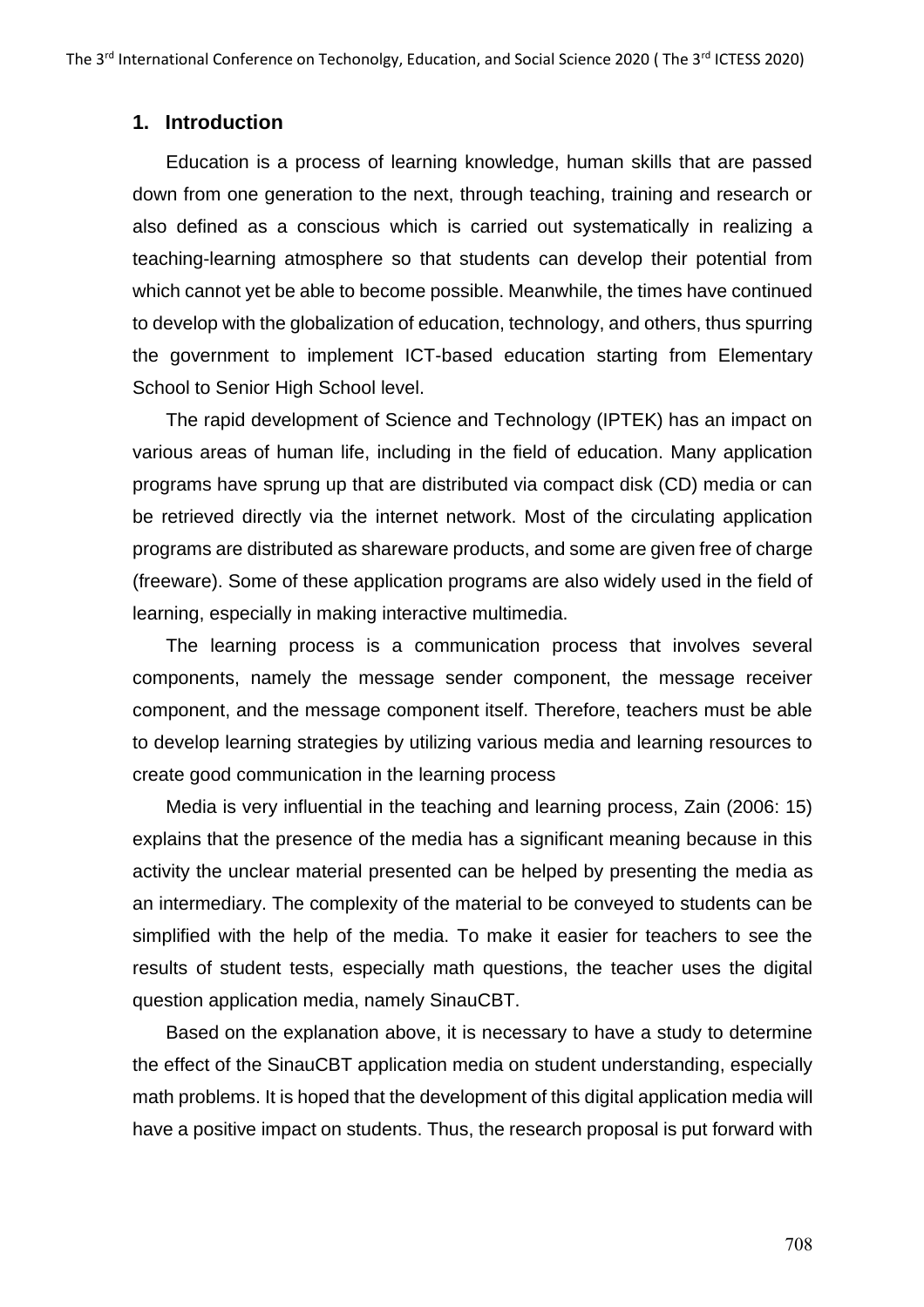## 1. Introduction

Education is a process of learning knowledge, human skills that are passed down from one generation to the next, through teaching, training and research or also defined as a conscious which is carried out systematically in realizing a teaching-learning atmosphere so that students can develop their potential from which cannot yet be able to become possible. Meanwhile, the times have continued to develop with the globalization of education, technology, and others, thus spurring the government to implement ICT-based education starting from Elementary School to Senior High School level.

The rapid development of Science and Technology (IPTEK) has an impact on various areas of human life, including in the field of education. Many application programs have sprung up that are distributed via compact disk (CD) media or can be retrieved directly via the internet network. Most of the circulating application programs are distributed as shareware products, and some are given free of charge (freeware). Some of these application programs are also widely used in the field of learning, especially in making interactive multimedia.

The learning process is a communication process that involves several components, namely the message sender component, the message receiver component, and the message component itself. Therefore, teachers must be able to develop learning strategies by utilizing various media and learning resources to create good communication in the learning process

Media is very influential in the teaching and learning process, Zain (2006: 15) explains that the presence of the media has a significant meaning because in this activity the unclear material presented can be helped by presenting the media as an intermediary. The complexity of the material to be conveyed to students can be simplified with the help of the media. To make it easier for teachers to see the results of student tests, especially math questions, the teacher uses the digital question application media, namely SinauCBT.

Based on the explanation above, it is necessary to have a study to determine the effect of the SinauCBT application media on student understanding, especially math problems. It is hoped that the development of this digital application media will have a positive impact on students. Thus, the research proposal is put forward with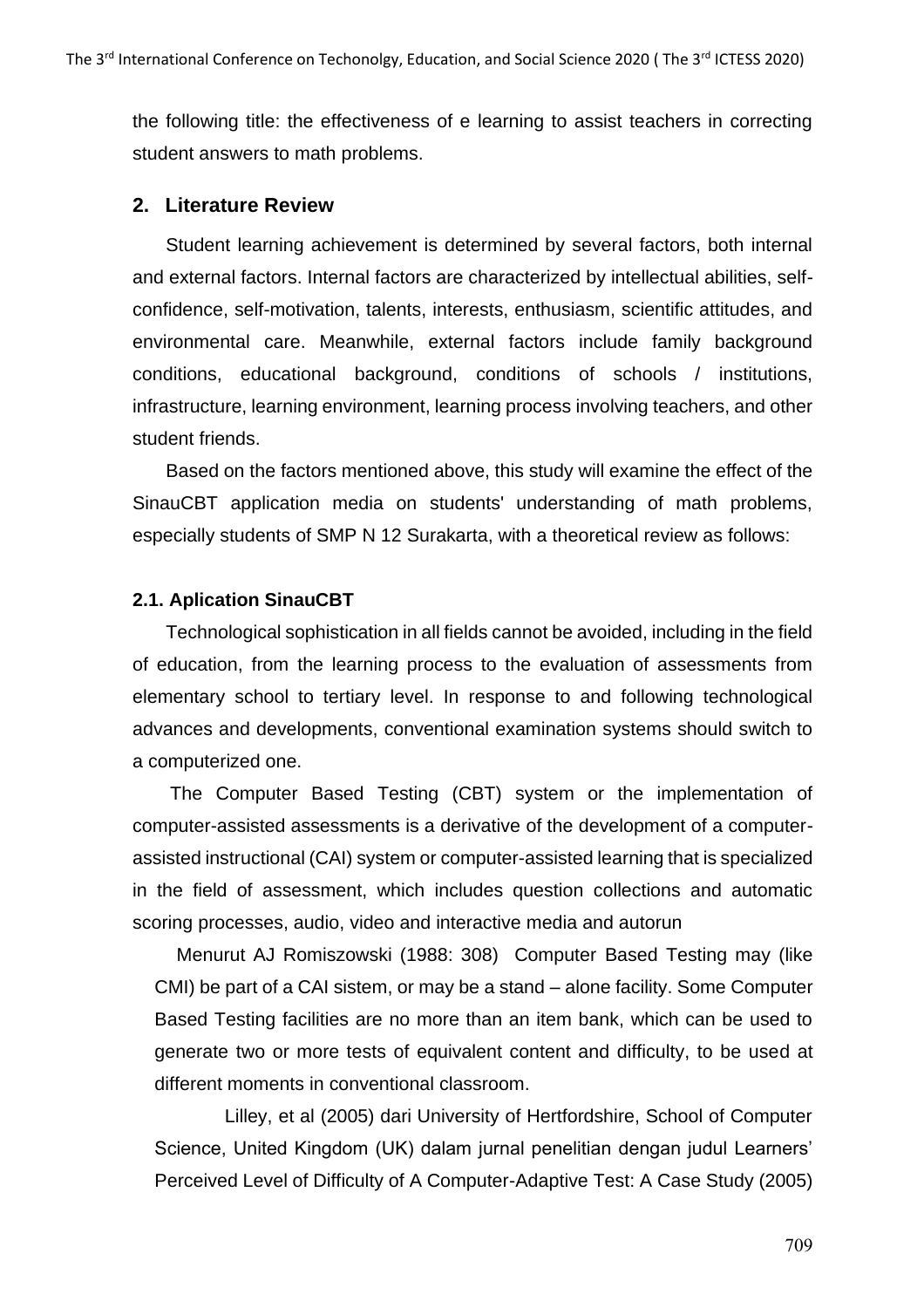the following title: the effectiveness of e learning to assist teachers in correcting student answers to math problems.

## 2. Literature Review

Student learning achievement is determined by several factors, both internal and external factors. Internal factors are characterized by intellectual abilities, self-confidence, self-motivation, talents, interests, enthusiasm, scientific attitudes, and environmental care. Meanwhile, external factors include family background conditions, educational background, conditions of schools / institutions, infrastructure, learning environment, learning process involving teachers, and other student friends.

Based on the factors mentioned above, this study will examine the effect of the SinauCBT application media on students' understanding of math problems, especially students of SMP N 12 Surakarta, with a theoretical review as follows:

### 2.1. Aplication SinauCBT

Technological sophistication in all fields cannot be avoided, including in the field of education, from the learning process to the evaluation of assessments from elementary school to tertiary level. In response to and following technological advances and developments, conventional examination systems should switch to a computerized one.

The Computer Based Testing (CBT) system or the implementation of computer-assisted assessments is a derivative of the development of a computer-assisted instructional (CAI) system or computer-assisted learning that is specialized in the field of assessment, which includes question collections and automatic scoring processes, audio, video and interactive media and autorun

Menurut AJ Romiszowski (1988: 308) Computer Based Testing may (like CMI) be part of a CAI sistem, or may be a stand – alone facility. Some Computer Based Testing facilities are no more than an item bank, which can be used to generate two or more tests of equivalent content and difficulty, to be used at different moments in conventional classroom.

Lilley, et al (2005) dari University of Hertfordshire, School of Computer Science, United Kingdom (UK) dalam jurnal penelitian dengan judul Learners' Perceived Level of Difficulty of A Computer-Adaptive Test: A Case Study (2005)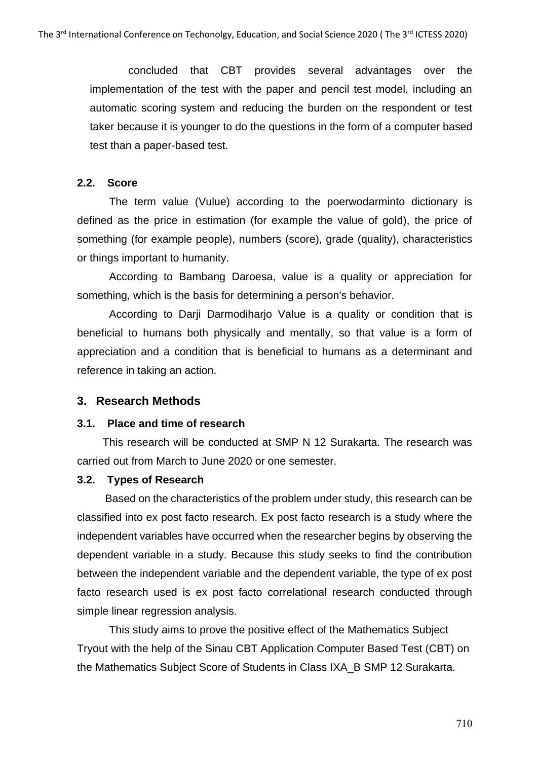concluded that CBT provides several advantages over the implementation of the test with the paper and pencil test model, including an automatic scoring system and reducing the burden on the respondent or test taker because it is younger to do the questions in the form of a computer based test than a paper-based test.

### 2.2. Score

The term value (Vulue) according to the poerwodarminto dictionary is defined as the price in estimation (for example the value of gold), the price of something (for example people), numbers (score), grade (quality), characteristics or things important to humanity.

According to Bambang Daroesa, value is a quality or appreciation for something, which is the basis for determining a person's behavior.

According to Darji Darmodiharjo Value is a quality or condition that is beneficial to humans both physically and mentally, so that value is a form of appreciation and a condition that is beneficial to humans as a determinant and reference in taking an action.

## 3. Research Methods

### 3.1. Place and time of research

This research will be conducted at SMP N 12 Surakarta. The research was carried out from March to June 2020 or one semester.

### 3.2. Types of Research

Based on the characteristics of the problem under study, this research can be classified into ex post facto research. Ex post facto research is a study where the independent variables have occurred when the researcher begins by observing the dependent variable in a study. Because this study seeks to find the contribution between the independent variable and the dependent variable, the type of ex post facto research used is ex post facto correlational research conducted through simple linear regression analysis.

This study aims to prove the positive effect of the Mathematics Subject Tryout with the help of the Sinau CBT Application Computer Based Test (CBT) on the Mathematics Subject Score of Students in Class IXA_B SMP 12 Surakarta.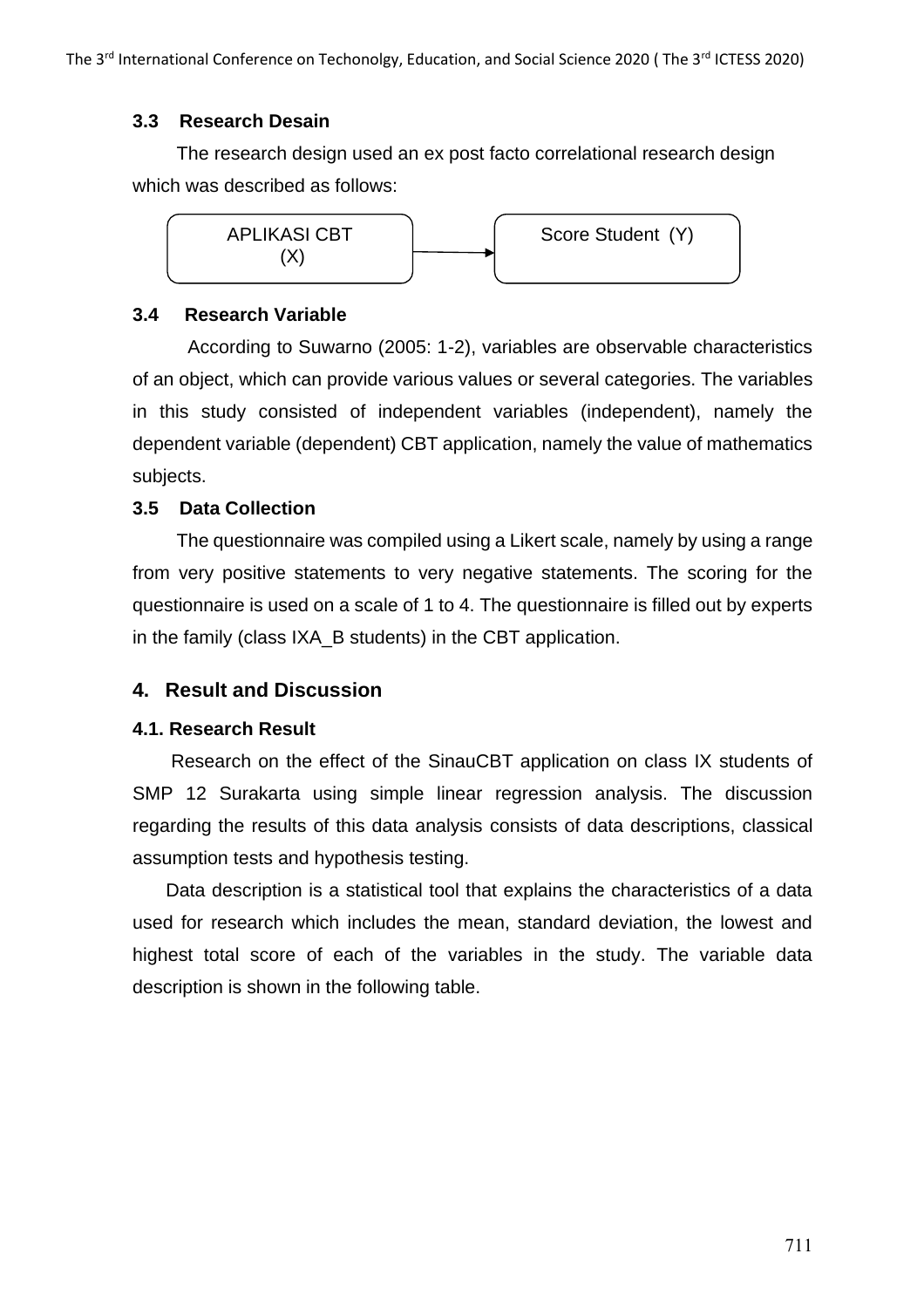### 3.3 Research Desain

The research design used an ex post facto correlational research design which was described as follows:

APLIKASI CBT (X) → Score Student (Y)

### 3.4 Research Variable

According to Suwarno (2005: 1-2), variables are observable characteristics of an object, which can provide various values or several categories. The variables in this study consisted of independent variables (independent), namely the dependent variable (dependent) CBT application, namely the value of mathematics subjects.

### 3.5 Data Collection

The questionnaire was compiled using a Likert scale, namely by using a range from very positive statements to very negative statements. The scoring for the questionnaire is used on a scale of 1 to 4. The questionnaire is filled out by experts in the family (class IXA_B students) in the CBT application.

## 4. Result and Discussion

### 4.1. Research Result

Research on the effect of the SinauCBT application on class IX students of SMP 12 Surakarta using simple linear regression analysis. The discussion regarding the results of this data analysis consists of data descriptions, classical assumption tests and hypothesis testing.

Data description is a statistical tool that explains the characteristics of a data used for research which includes the mean, standard deviation, the lowest and highest total score of each of the variables in the study. The variable data description is shown in the following table.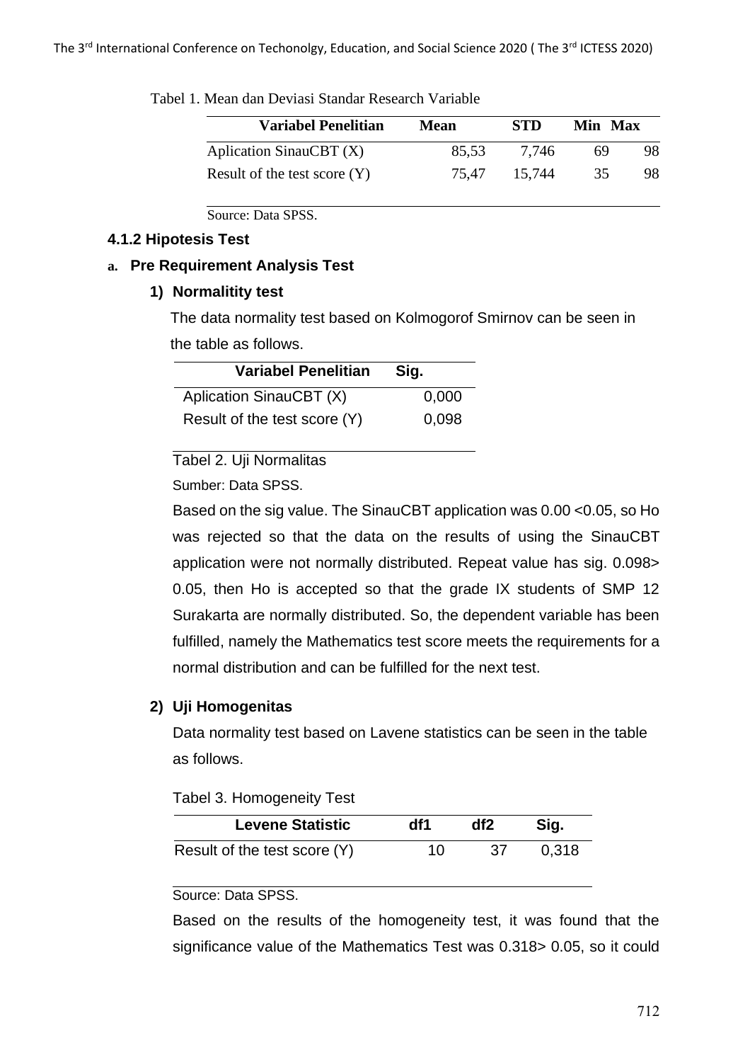Tabel 1. Mean dan Deviasi Standar Research Variable

| Variabel Penelitian | Mean | STD | Min | Max |
|---|---|---|---|---|
| Aplication SinauCBT (X) | 85,53 | 7,746 | 69 | 98 |
| Result of the test score (Y) | 75,47 | 15,744 | 35 | 98 |

Source: Data SPSS.

### 4.1.2 Hipotesis Test

#### a. Pre Requirement Analysis Test

**1) Normalitity test**

The data normality test based on Kolmogorof Smirnov can be seen in the table as follows.

| Variabel Penelitian | Sig. |
|---|---|
| Aplication SinauCBT (X) | 0,000 |
| Result of the test score (Y) | 0,098 |

Tabel 2. Uji Normalitas

Sumber: Data SPSS.

Based on the sig value. The SinauCBT application was 0.00 <0.05, so Ho was rejected so that the data on the results of using the SinauCBT application were not normally distributed. Repeat value has sig. 0.098> 0.05, then Ho is accepted so that the grade IX students of SMP 12 Surakarta are normally distributed. So, the dependent variable has been fulfilled, namely the Mathematics test score meets the requirements for a normal distribution and can be fulfilled for the next test.

**2) Uji Homogenitas**

Data normality test based on Lavene statistics can be seen in the table as follows.

Tabel 3. Homogeneity Test

| Levene Statistic | df1 | df2 | Sig. |
|---|---|---|---|
| Result of the test score (Y) | 10 | 37 | 0,318 |

Source: Data SPSS.

Based on the results of the homogeneity test, it was found that the significance value of the Mathematics Test was 0.318> 0.05, so it could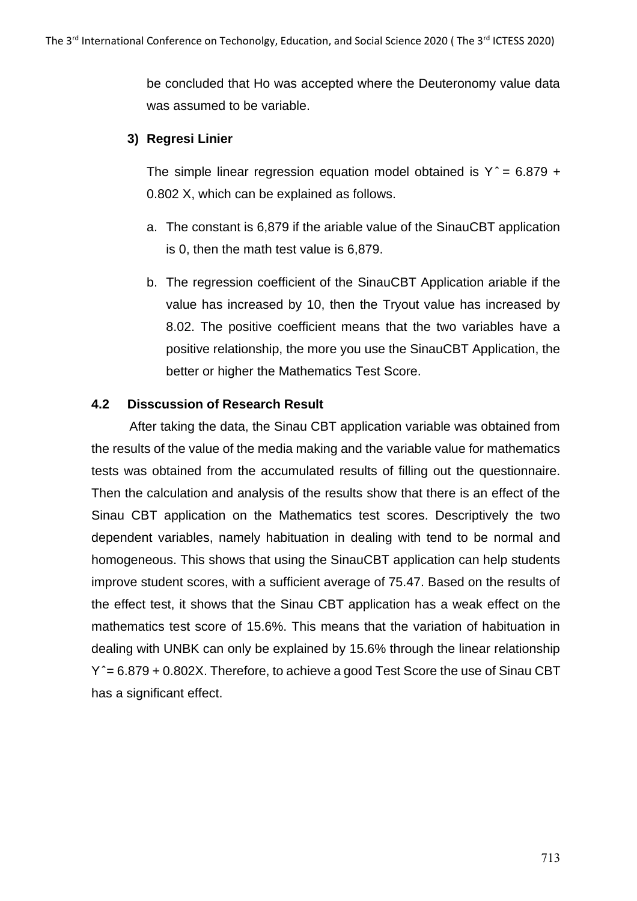be concluded that Ho was accepted where the Deuteronomy value data was assumed to be variable.

**3) Regresi Linier**

The simple linear regression equation model obtained is $\hat{Y} = 6.879 + 0.802X$, which can be explained as follows.

a. The constant is 6,879 if the ariable value of the SinauCBT application is 0, then the math test value is 6,879.

b. The regression coefficient of the SinauCBT Application ariable if the value has increased by 10, then the Tryout value has increased by 8.02. The positive coefficient means that the two variables have a positive relationship, the more you use the SinauCBT Application, the better or higher the Mathematics Test Score.

### 4.2 Disscussion of Research Result

After taking the data, the Sinau CBT application variable was obtained from the results of the value of the media making and the variable value for mathematics tests was obtained from the accumulated results of filling out the questionnaire. Then the calculation and analysis of the results show that there is an effect of the Sinau CBT application on the Mathematics test scores. Descriptively the two dependent variables, namely habituation in dealing with tend to be normal and homogeneous. This shows that using the SinauCBT application can help students improve student scores, with a sufficient average of 75.47. Based on the results of the effect test, it shows that the Sinau CBT application has a weak effect on the mathematics test score of 15.6%. This means that the variation of habituation in dealing with UNBK can only be explained by 15.6% through the linear relationship $\hat{Y} = 6.879 + 0.802X$. Therefore, to achieve a good Test Score the use of Sinau CBT has a significant effect.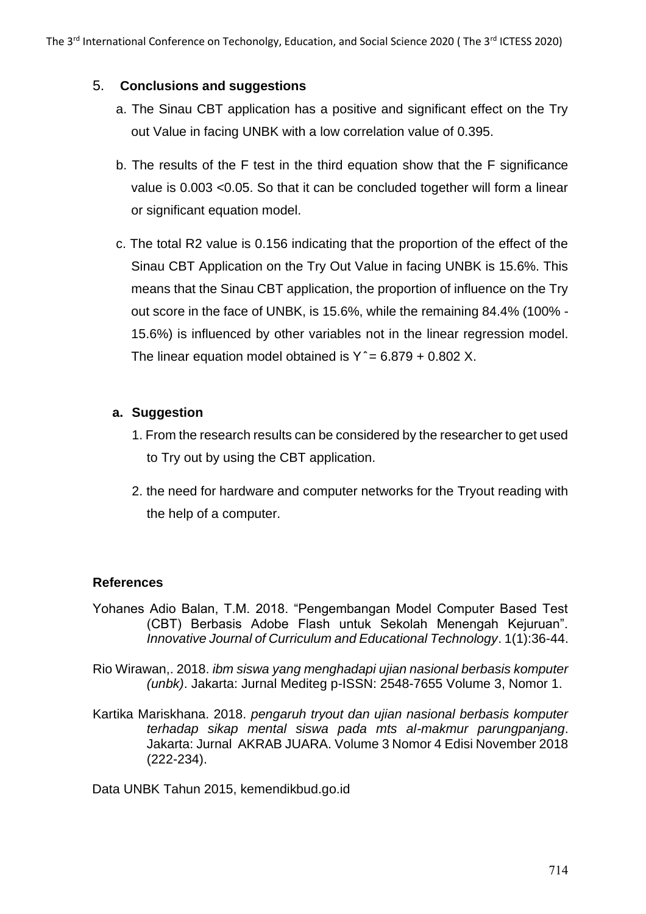## 5. Conclusions and suggestions

a. The Sinau CBT application has a positive and significant effect on the Try out Value in facing UNBK with a low correlation value of 0.395.

b. The results of the F test in the third equation show that the F significance value is 0.003 <0.05. So that it can be concluded together will form a linear or significant equation model.

c. The total R2 value is 0.156 indicating that the proportion of the effect of the Sinau CBT Application on the Try Out Value in facing UNBK is 15.6%. This means that the Sinau CBT application, the proportion of influence on the Try out score in the face of UNBK, is 15.6%, while the remaining 84.4% (100% - 15.6%) is influenced by other variables not in the linear regression model. The linear equation model obtained is $\hat{Y} = 6.879 + 0.802 X$.

### a. Suggestion

1. From the research results can be considered by the researcher to get used to Try out by using the CBT application.
2. the need for hardware and computer networks for the Tryout reading with the help of a computer.

### References

Yohanes Adio Balan, T.M. 2018. "Pengembangan Model Computer Based Test (CBT) Berbasis Adobe Flash untuk Sekolah Menengah Kejuruan". *Innovative Journal of Curriculum and Educational Technology*. 1(1):36-44.

Rio Wirawan,. 2018. *ibm siswa yang menghadapi ujian nasional berbasis komputer (unbk)*. Jakarta: Jurnal Mediteg p-ISSN: 2548-7655 Volume 3, Nomor 1.

Kartika Mariskhana. 2018. *pengaruh tryout dan ujian nasional berbasis komputer terhadap sikap mental siswa pada mts al-makmur parungpanjang*. Jakarta: Jurnal AKRAB JUARA. Volume 3 Nomor 4 Edisi November 2018 (222-234).

Data UNBK Tahun 2015, kemendikbud.go.id